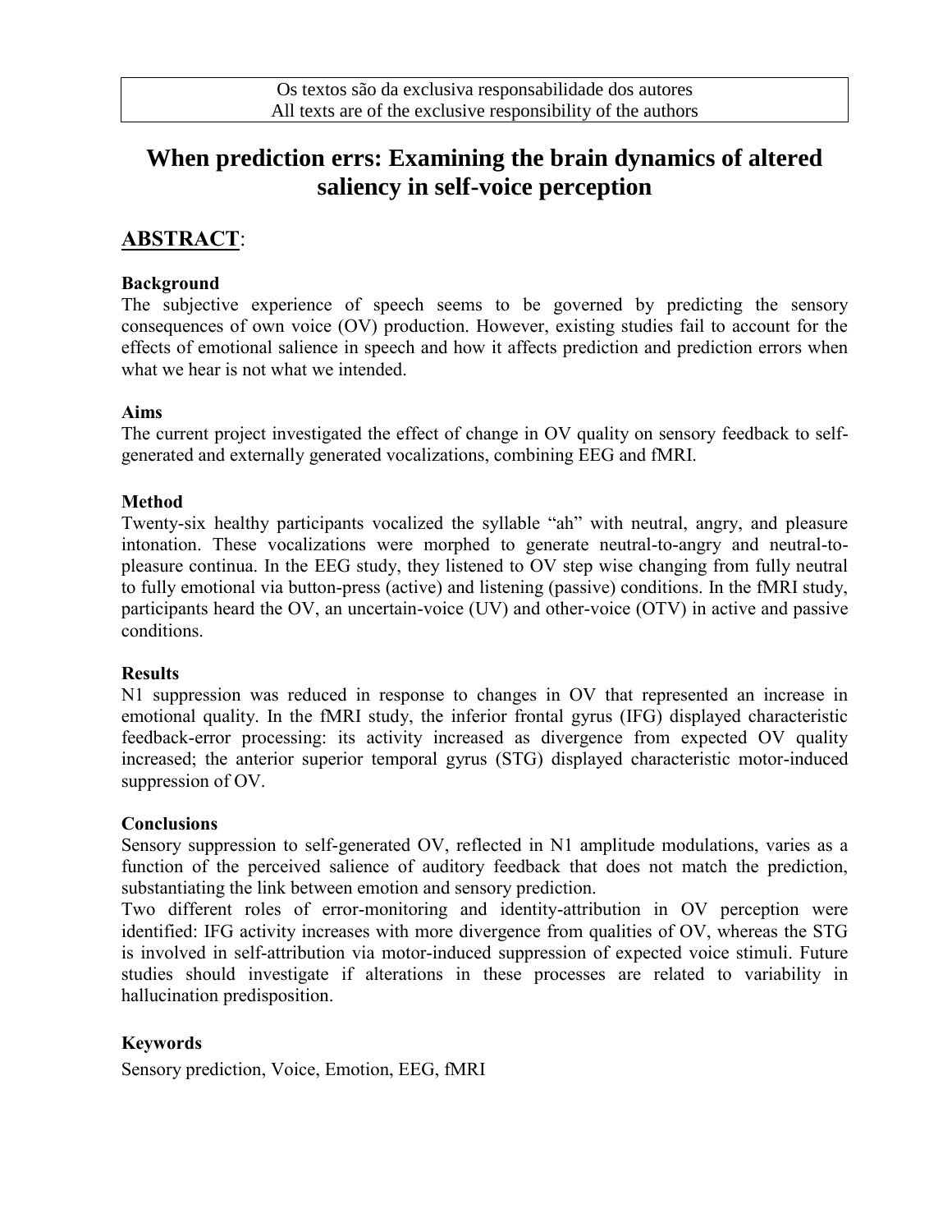Os textos são da exclusiva responsabilidade dos autores
All texts are of the exclusive responsibility of the authors

# When prediction errs: Examining the brain dynamics of altered saliency in self-voice perception

## ABSTRACT:

### Background

The subjective experience of speech seems to be governed by predicting the sensory consequences of own voice (OV) production. However, existing studies fail to account for the effects of emotional salience in speech and how it affects prediction and prediction errors when what we hear is not what we intended.

### Aims

The current project investigated the effect of change in OV quality on sensory feedback to self-generated and externally generated vocalizations, combining EEG and fMRI.

### Method

Twenty-six healthy participants vocalized the syllable "ah" with neutral, angry, and pleasure intonation. These vocalizations were morphed to generate neutral-to-angry and neutral-to-pleasure continua. In the EEG study, they listened to OV step wise changing from fully neutral to fully emotional via button-press (active) and listening (passive) conditions. In the fMRI study, participants heard the OV, an uncertain-voice (UV) and other-voice (OTV) in active and passive conditions.

### Results

N1 suppression was reduced in response to changes in OV that represented an increase in emotional quality. In the fMRI study, the inferior frontal gyrus (IFG) displayed characteristic feedback-error processing: its activity increased as divergence from expected OV quality increased; the anterior superior temporal gyrus (STG) displayed characteristic motor-induced suppression of OV.

### Conclusions

Sensory suppression to self-generated OV, reflected in N1 amplitude modulations, varies as a function of the perceived salience of auditory feedback that does not match the prediction, substantiating the link between emotion and sensory prediction.

Two different roles of error-monitoring and identity-attribution in OV perception were identified: IFG activity increases with more divergence from qualities of OV, whereas the STG is involved in self-attribution via motor-induced suppression of expected voice stimuli. Future studies should investigate if alterations in these processes are related to variability in hallucination predisposition.

### Keywords

Sensory prediction, Voice, Emotion, EEG, fMRI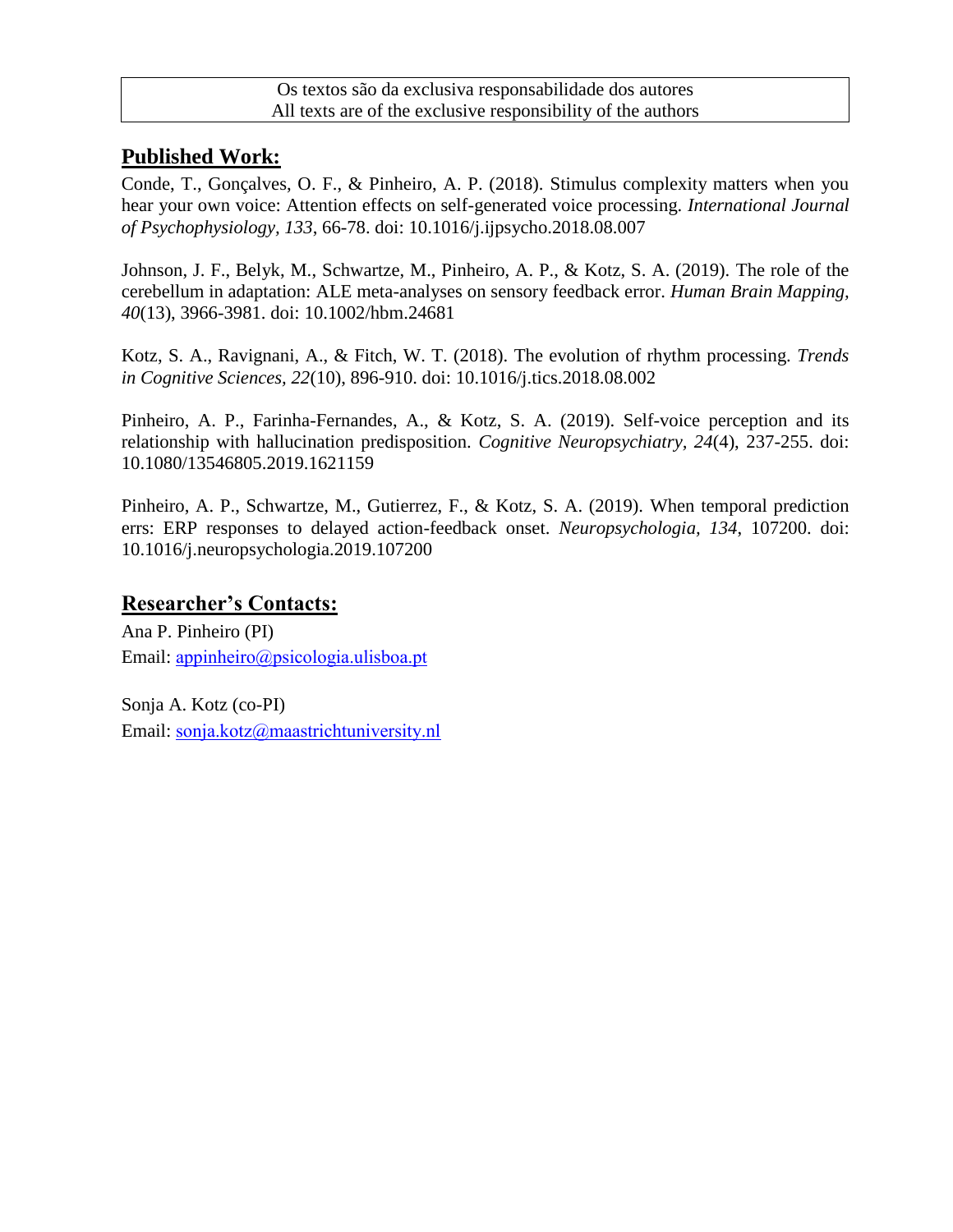Os textos são da exclusiva responsabilidade dos autores
All texts are of the exclusive responsibility of the authors

## **Published Work:**

Conde, T., Gonçalves, O. F., & Pinheiro, A. P. (2018). Stimulus complexity matters when you hear your own voice: Attention effects on self-generated voice processing. *International Journal of Psychophysiology*, *133*, 66-78. doi: 10.1016/j.ijpsycho.2018.08.007

Johnson, J. F., Belyk, M., Schwartze, M., Pinheiro, A. P., & Kotz, S. A. (2019). The role of the cerebellum in adaptation: ALE meta-analyses on sensory feedback error. *Human Brain Mapping, 40*(13), 3966-3981. doi: 10.1002/hbm.24681

Kotz, S. A., Ravignani, A., & Fitch, W. T. (2018). The evolution of rhythm processing. *Trends in Cognitive Sciences, 22*(10), 896-910. doi: 10.1016/j.tics.2018.08.002

Pinheiro, A. P., Farinha-Fernandes, A., & Kotz, S. A. (2019). Self-voice perception and its relationship with hallucination predisposition. *Cognitive Neuropsychiatry, 24*(4), 237-255. doi: 10.1080/13546805.2019.1621159

Pinheiro, A. P., Schwartze, M., Gutierrez, F., & Kotz, S. A. (2019). When temporal prediction errs: ERP responses to delayed action-feedback onset. *Neuropsychologia, 134*, 107200. doi: 10.1016/j.neuropsychologia.2019.107200

## **Researcher's Contacts:**

Ana P. Pinheiro (PI)
Email: appinheiro@psicologia.ulisboa.pt

Sonja A. Kotz (co-PI)
Email: sonja.kotz@maastrichtuniversity.nl